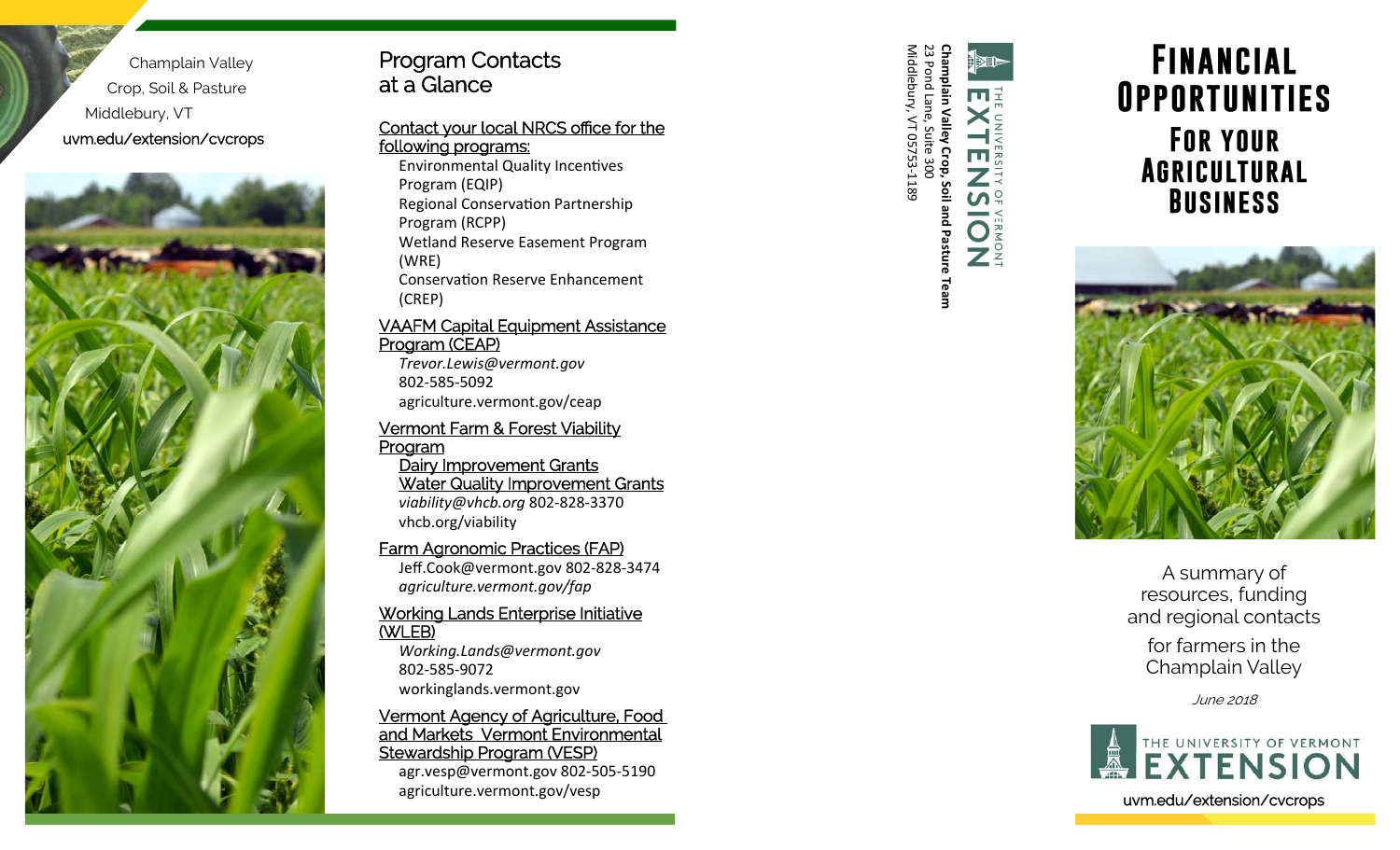Champlain Valley
Crop, Soil & Pasture
Middlebury, VT
uvm.edu/extension/cvcrops

## Program Contacts at a Glance

**Contact your local NRCS office for the following programs:**

- Environmental Quality Incentives Program (EQIP)
- Regional Conservation Partnership Program (RCPP)
- Wetland Reserve Easement Program (WRE)
- Conservation Reserve Enhancement (CREP)

**VAAFM Capital Equipment Assistance Program (CEAP)**

*Trevor.Lewis@vermont.gov*
802-585-5092
agriculture.vermont.gov/ceap

**Vermont Farm & Forest Viability Program**

Dairy Improvement Grants
Water Quality Improvement Grants
*viability@vhcb.org* 802-828-3370
vhcb.org/viability

**Farm Agronomic Practices (FAP)**

Jeff.Cook@vermont.gov 802-828-3474
*agriculture.vermont.gov/fap*

**Working Lands Enterprise Initiative (WLEB)**

*Working.Lands@vermont.gov*
802-585-9072
workinglands.vermont.gov

**Vermont Agency of Agriculture, Food and Markets Vermont Environmental Stewardship Program (VESP)**

agr.vesp@vermont.gov 802-505-5190
agriculture.vermont.gov/vesp

THE UNIVERSITY OF VERMONT EXTENSION

**Champlain Valley Crop, Soil and Pasture Team**
23 Pond Lane, Suite 300
Middlebury, VT 05753-1189

# Financial Opportunities For your Agricultural Business

A summary of resources, funding and regional contacts

for farmers in the Champlain Valley

*June 2018*

THE UNIVERSITY OF VERMONT EXTENSION

uvm.edu/extension/cvcrops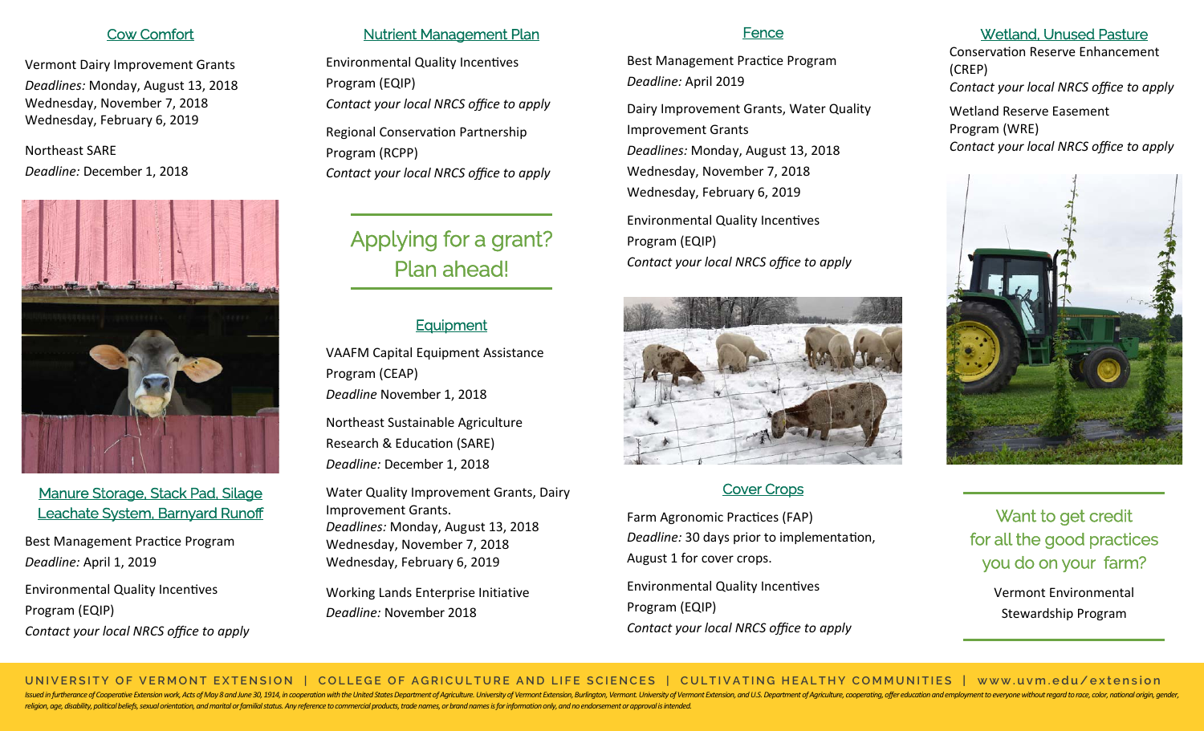## Cow Comfort

Vermont Dairy Improvement Grants
*Deadlines:* Monday, August 13, 2018
Wednesday, November 7, 2018
Wednesday, February 6, 2019

Northeast SARE
*Deadline:* December 1, 2018

## Manure Storage, Stack Pad, Silage Leachate System, Barnyard Runoff

Best Management Practice Program
*Deadline:* April 1, 2019

Environmental Quality Incentives Program (EQIP)
*Contact your local NRCS office to apply*

## Nutrient Management Plan

Environmental Quality Incentives Program (EQIP)
*Contact your local NRCS office to apply*

Regional Conservation Partnership Program (RCPP)
*Contact your local NRCS office to apply*

# Applying for a grant? Plan ahead!

## Equipment

VAAFM Capital Equipment Assistance Program (CEAP)
*Deadline* November 1, 2018

Northeast Sustainable Agriculture Research & Education (SARE)
*Deadline:* December 1, 2018

Water Quality Improvement Grants, Dairy Improvement Grants.
*Deadlines:* Monday, August 13, 2018
Wednesday, November 7, 2018
Wednesday, February 6, 2019

Working Lands Enterprise Initiative
*Deadline:* November 2018

## Fence

Best Management Practice Program
*Deadline:* April 2019

Dairy Improvement Grants, Water Quality Improvement Grants
*Deadlines:* Monday, August 13, 2018
Wednesday, November 7, 2018
Wednesday, February 6, 2019

Environmental Quality Incentives Program (EQIP)
*Contact your local NRCS office to apply*

## Cover Crops

Farm Agronomic Practices (FAP)
*Deadline:* 30 days prior to implementation, August 1 for cover crops.

Environmental Quality Incentives Program (EQIP)
*Contact your local NRCS office to apply*

## Wetland, Unused Pasture

Conservation Reserve Enhancement (CREP)
*Contact your local NRCS office to apply*

Wetland Reserve Easement Program (WRE)
*Contact your local NRCS office to apply*

## Want to get credit for all the good practices you do on your farm?

Vermont Environmental Stewardship Program

UNIVERSITY OF VERMONT EXTENSION | COLLEGE OF AGRICULTURE AND LIFE SCIENCES | CULTIVATING HEALTHY COMMUNITIES | www.uvm.edu/extension

*Issued in furtherance of Cooperative Extension work, Acts of May 8 and June 30, 1914, in cooperation with the United States Department of Agriculture. University of Vermont Extension, Burlington, Vermont. University of Vermont Extension, and U.S. Department of Agriculture, cooperating, offer education and employment to everyone without regard to race, color, national origin, gender, religion, age, disability, political beliefs, sexual orientation, and marital or familial status. Any reference to commercial products, trade names, or brand names is for information only, and no endorsement or approval is intended.*